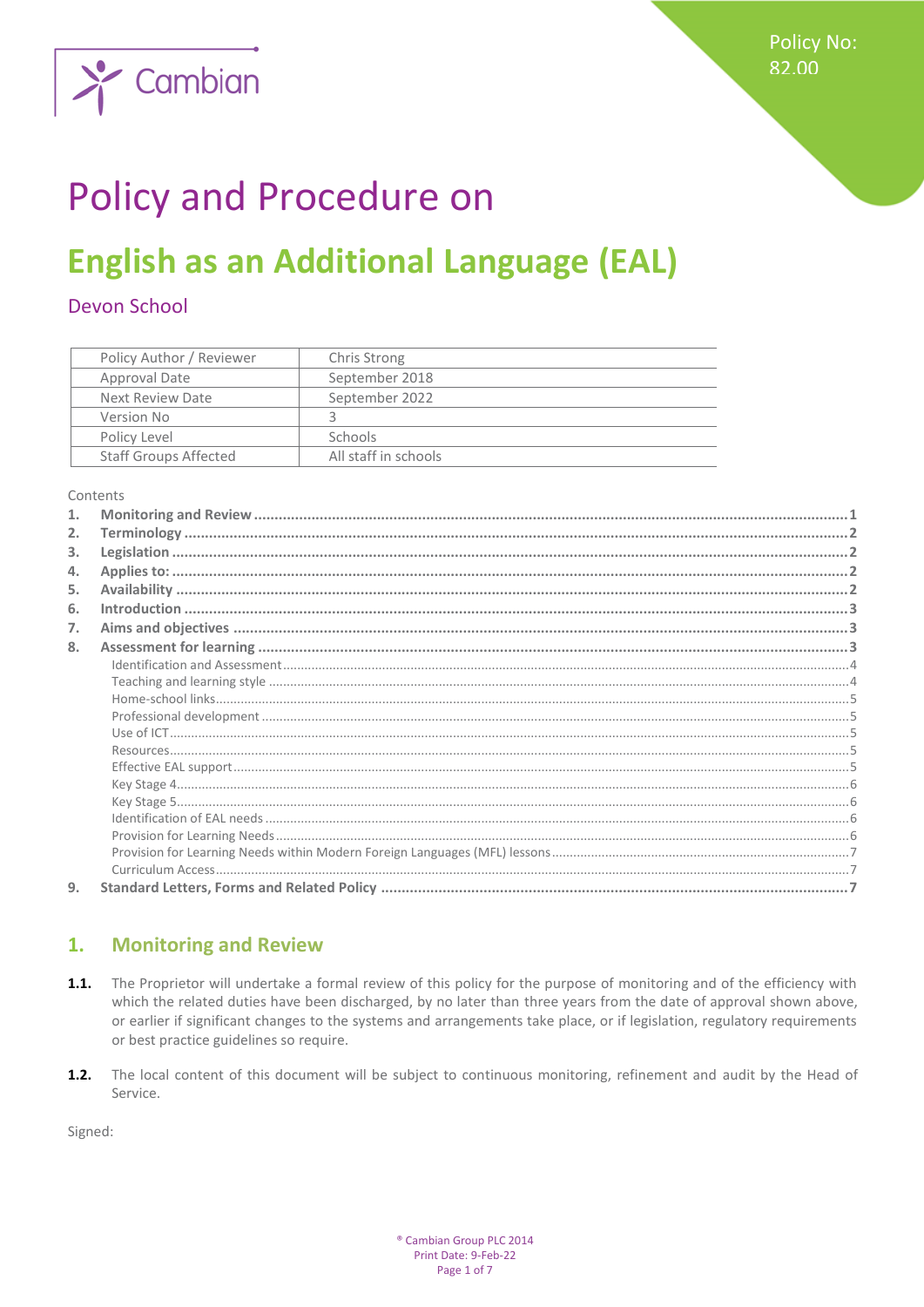Cambian

Policy No: 82.00

# Policy and Procedure on

# English as an Additional Language (EAL)

## Devon School

| Policy Author / Reviewer | Chris Strong |
|---|---|
| Approval Date | September 2018 |
| Next Review Date | September 2022 |
| Version No | 3 |
| Policy Level | Schools |
| Staff Groups Affected | All staff in schools |

Contents

1. **Monitoring and Review** ........ 1
2. **Terminology** ........ 2
3. **Legislation** ........ 2
4. **Applies to:** ........ 2
5. **Availability** ........ 2
6. **Introduction** ........ 3
7. **Aims and objectives** ........ 3
8. **Assessment for learning** ........ 3
   - Identification and Assessment ........ 4
   - Teaching and learning style ........ 4
   - Home-school links ........ 5
   - Professional development ........ 5
   - Use of ICT ........ 5
   - Resources ........ 5
   - Effective EAL support ........ 5
   - Key Stage 4 ........ 6
   - Key Stage 5 ........ 6
   - Identification of EAL needs ........ 6
   - Provision for Learning Needs ........ 6
   - Provision for Learning Needs within Modern Foreign Languages (MFL) lessons ........ 7
   - Curriculum Access ........ 7
9. **Standard Letters, Forms and Related Policy** ........ 7

## 1. Monitoring and Review

**1.1.** The Proprietor will undertake a formal review of this policy for the purpose of monitoring and of the efficiency with which the related duties have been discharged, by no later than three years from the date of approval shown above, or earlier if significant changes to the systems and arrangements take place, or if legislation, regulatory requirements or best practice guidelines so require.

**1.2.** The local content of this document will be subject to continuous monitoring, refinement and audit by the Head of Service.

Signed: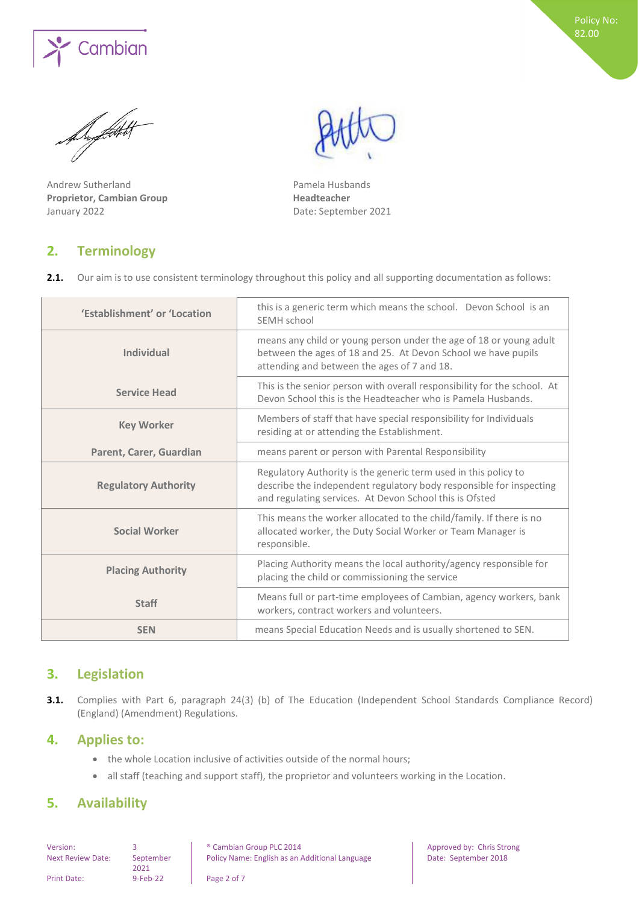Andrew Sutherland
**Proprietor, Cambian Group**
January 2022

Pamela Husbands
**Headteacher**
Date: September 2021

## 2. Terminology

**2.1.** Our aim is to use consistent terminology throughout this policy and all supporting documentation as follows:

| | |
|---|---|
| **'Establishment' or 'Location** | this is a generic term which means the school. Devon School is an SEMH school |
| **Individual** | means any child or young person under the age of 18 or young adult between the ages of 18 and 25. At Devon School we have pupils attending and between the ages of 7 and 18. |
| **Service Head** | This is the senior person with overall responsibility for the school. At Devon School this is the Headteacher who is Pamela Husbands. |
| **Key Worker** | Members of staff that have special responsibility for Individuals residing at or attending the Establishment. |
| **Parent, Carer, Guardian** | means parent or person with Parental Responsibility |
| **Regulatory Authority** | Regulatory Authority is the generic term used in this policy to describe the independent regulatory body responsible for inspecting and regulating services. At Devon School this is Ofsted |
| **Social Worker** | This means the worker allocated to the child/family. If there is no allocated worker, the Duty Social Worker or Team Manager is responsible. |
| **Placing Authority** | Placing Authority means the local authority/agency responsible for placing the child or commissioning the service |
| **Staff** | Means full or part-time employees of Cambian, agency workers, bank workers, contract workers and volunteers. |
| **SEN** | means Special Education Needs and is usually shortened to SEN. |

## 3. Legislation

**3.1.** Complies with Part 6, paragraph 24(3) (b) of The Education (Independent School Standards Compliance Record) (England) (Amendment) Regulations.

## 4. Applies to:

- the whole Location inclusive of activities outside of the normal hours;
- all staff (teaching and support staff), the proprietor and volunteers working in the Location.

## 5. Availability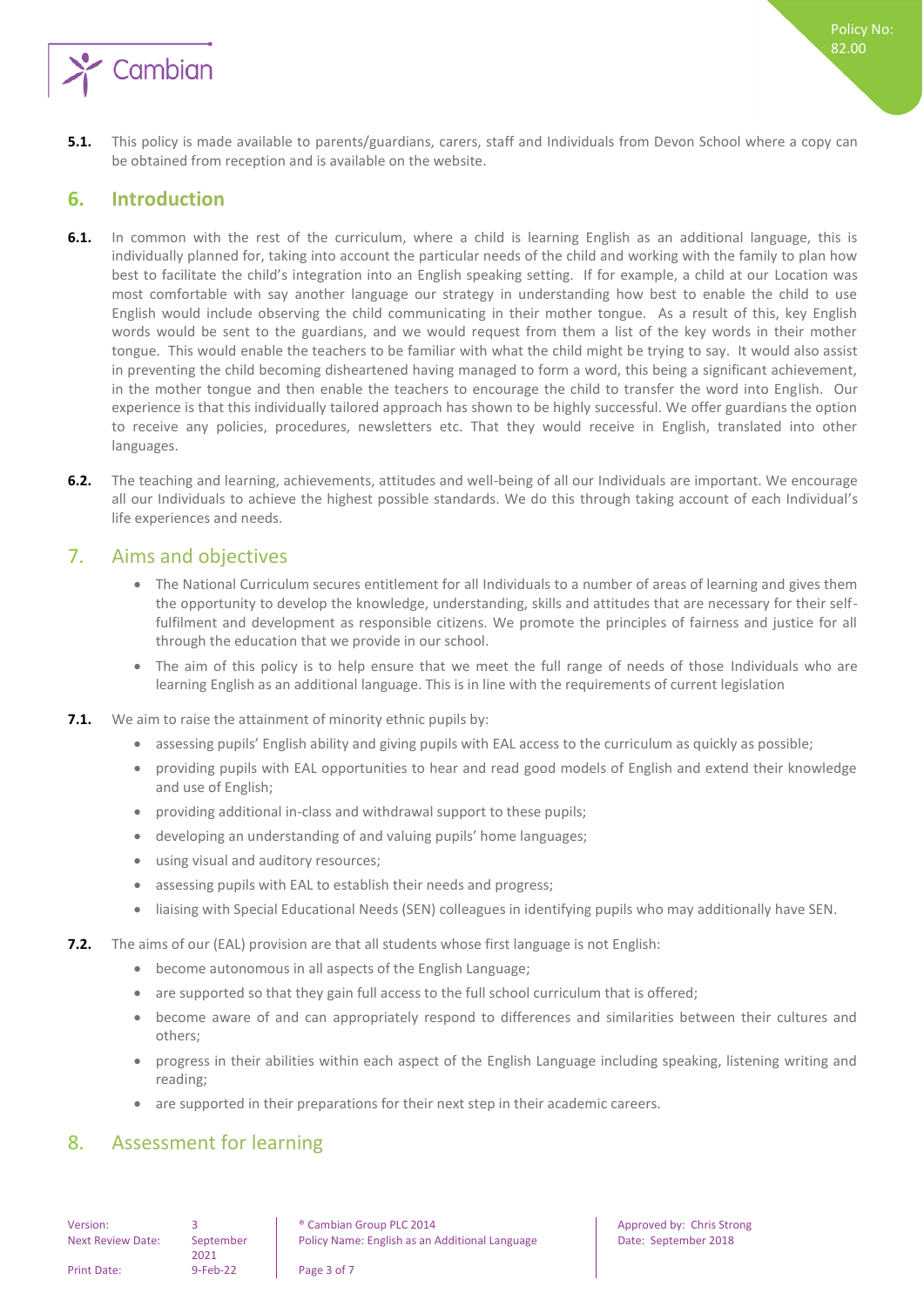**5.1.** This policy is made available to parents/guardians, carers, staff and Individuals from Devon School where a copy can be obtained from reception and is available on the website.

## 6. Introduction

**6.1.** In common with the rest of the curriculum, where a child is learning English as an additional language, this is individually planned for, taking into account the particular needs of the child and working with the family to plan how best to facilitate the child's integration into an English speaking setting. If for example, a child at our Location was most comfortable with say another language our strategy in understanding how best to enable the child to use English would include observing the child communicating in their mother tongue. As a result of this, key English words would be sent to the guardians, and we would request from them a list of the key words in their mother tongue. This would enable the teachers to be familiar with what the child might be trying to say. It would also assist in preventing the child becoming disheartened having managed to form a word, this being a significant achievement, in the mother tongue and then enable the teachers to encourage the child to transfer the word into English. Our experience is that this individually tailored approach has shown to be highly successful. We offer guardians the option to receive any policies, procedures, newsletters etc. That they would receive in English, translated into other languages.

**6.2.** The teaching and learning, achievements, attitudes and well-being of all our Individuals are important. We encourage all our Individuals to achieve the highest possible standards. We do this through taking account of each Individual's life experiences and needs.

## 7. Aims and objectives

- The National Curriculum secures entitlement for all Individuals to a number of areas of learning and gives them the opportunity to develop the knowledge, understanding, skills and attitudes that are necessary for their self-fulfilment and development as responsible citizens. We promote the principles of fairness and justice for all through the education that we provide in our school.
- The aim of this policy is to help ensure that we meet the full range of needs of those Individuals who are learning English as an additional language. This is in line with the requirements of current legislation

**7.1.** We aim to raise the attainment of minority ethnic pupils by:

- assessing pupils' English ability and giving pupils with EAL access to the curriculum as quickly as possible;
- providing pupils with EAL opportunities to hear and read good models of English and extend their knowledge and use of English;
- providing additional in-class and withdrawal support to these pupils;
- developing an understanding of and valuing pupils' home languages;
- using visual and auditory resources;
- assessing pupils with EAL to establish their needs and progress;
- liaising with Special Educational Needs (SEN) colleagues in identifying pupils who may additionally have SEN.

**7.2.** The aims of our (EAL) provision are that all students whose first language is not English:

- become autonomous in all aspects of the English Language;
- are supported so that they gain full access to the full school curriculum that is offered;
- become aware of and can appropriately respond to differences and similarities between their cultures and others;
- progress in their abilities within each aspect of the English Language including speaking, listening writing and reading;
- are supported in their preparations for their next step in their academic careers.

## 8. Assessment for learning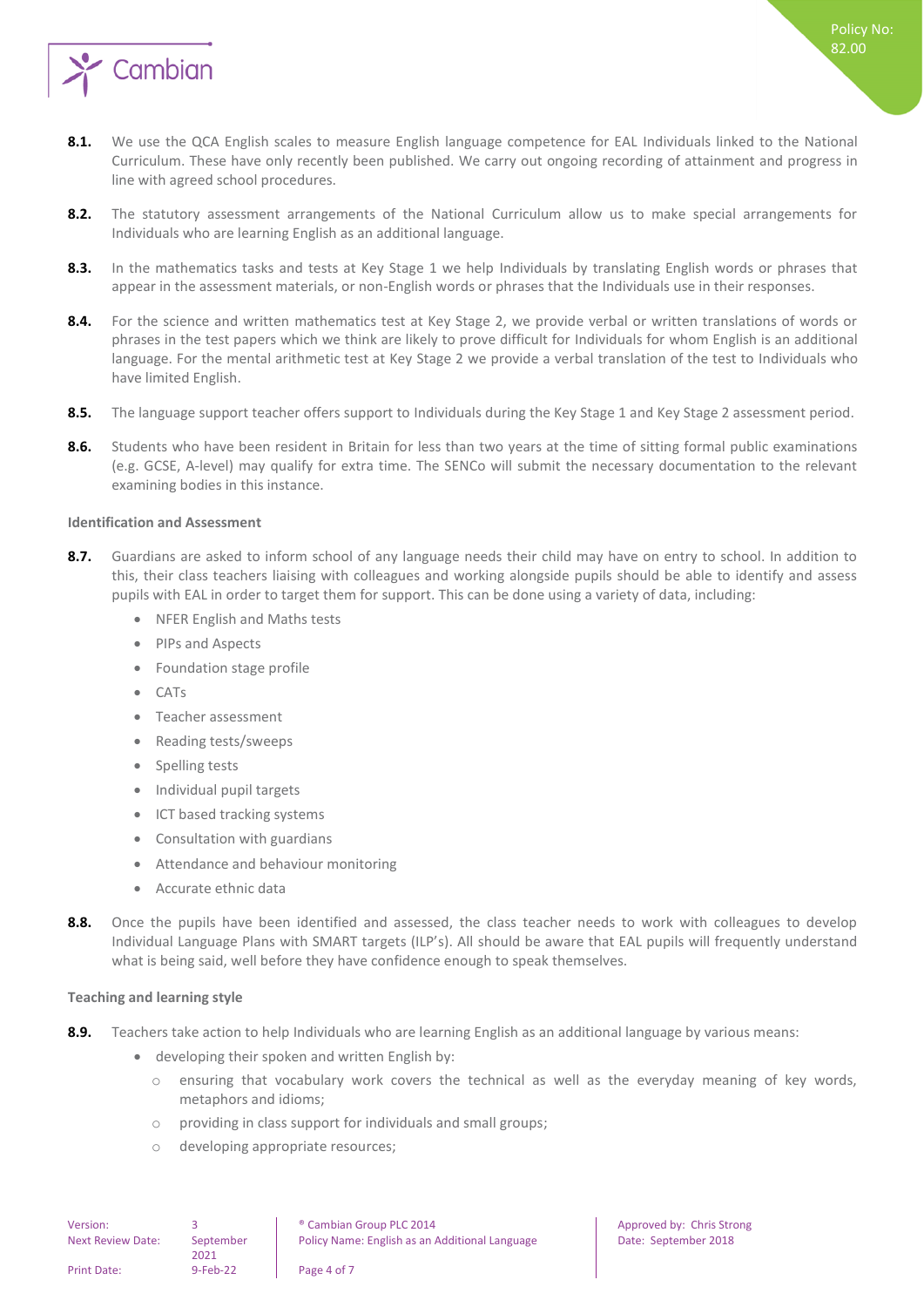**8.1.** We use the QCA English scales to measure English language competence for EAL Individuals linked to the National Curriculum. These have only recently been published. We carry out ongoing recording of attainment and progress in line with agreed school procedures.

**8.2.** The statutory assessment arrangements of the National Curriculum allow us to make special arrangements for Individuals who are learning English as an additional language.

**8.3.** In the mathematics tasks and tests at Key Stage 1 we help Individuals by translating English words or phrases that appear in the assessment materials, or non-English words or phrases that the Individuals use in their responses.

**8.4.** For the science and written mathematics test at Key Stage 2, we provide verbal or written translations of words or phrases in the test papers which we think are likely to prove difficult for Individuals for whom English is an additional language. For the mental arithmetic test at Key Stage 2 we provide a verbal translation of the test to Individuals who have limited English.

**8.5.** The language support teacher offers support to Individuals during the Key Stage 1 and Key Stage 2 assessment period.

**8.6.** Students who have been resident in Britain for less than two years at the time of sitting formal public examinations (e.g. GCSE, A-level) may qualify for extra time. The SENCo will submit the necessary documentation to the relevant examining bodies in this instance.

**Identification and Assessment**

**8.7.** Guardians are asked to inform school of any language needs their child may have on entry to school. In addition to this, their class teachers liaising with colleagues and working alongside pupils should be able to identify and assess pupils with EAL in order to target them for support. This can be done using a variety of data, including:

- NFER English and Maths tests
- PIPs and Aspects
- Foundation stage profile
- CATs
- Teacher assessment
- Reading tests/sweeps
- Spelling tests
- Individual pupil targets
- ICT based tracking systems
- Consultation with guardians
- Attendance and behaviour monitoring
- Accurate ethnic data

**8.8.** Once the pupils have been identified and assessed, the class teacher needs to work with colleagues to develop Individual Language Plans with SMART targets (ILP's). All should be aware that EAL pupils will frequently understand what is being said, well before they have confidence enough to speak themselves.

**Teaching and learning style**

**8.9.** Teachers take action to help Individuals who are learning English as an additional language by various means:

- developing their spoken and written English by:
  - ensuring that vocabulary work covers the technical as well as the everyday meaning of key words, metaphors and idioms;
  - providing in class support for individuals and small groups;
  - developing appropriate resources;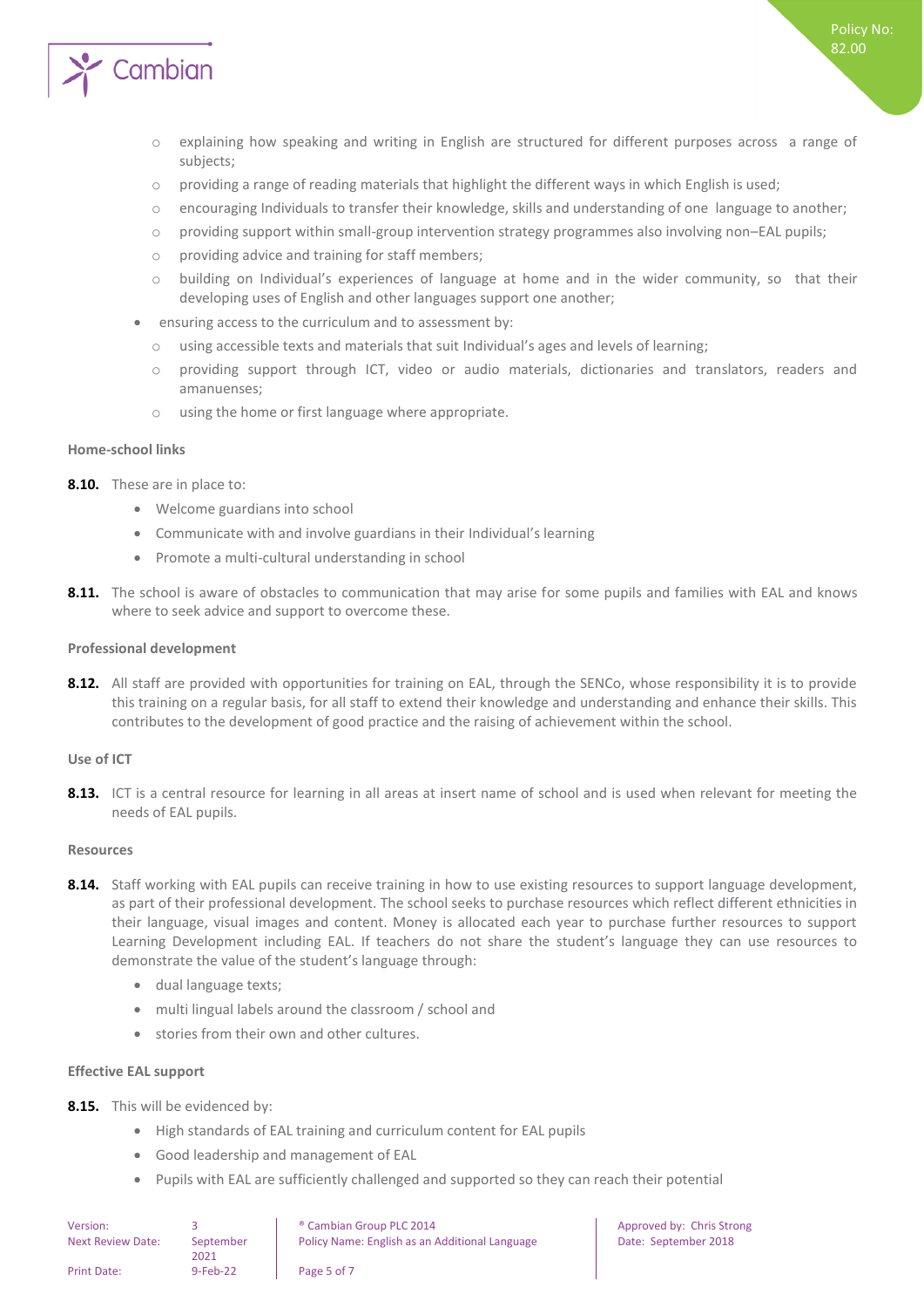- explaining how speaking and writing in English are structured for different purposes across a range of subjects;
  - providing a range of reading materials that highlight the different ways in which English is used;
  - encouraging Individuals to transfer their knowledge, skills and understanding of one language to another;
  - providing support within small-group intervention strategy programmes also involving non–EAL pupils;
  - providing advice and training for staff members;
  - building on Individual's experiences of language at home and in the wider community, so that their developing uses of English and other languages support one another;
- ensuring access to the curriculum and to assessment by:
  - using accessible texts and materials that suit Individual's ages and levels of learning;
  - providing support through ICT, video or audio materials, dictionaries and translators, readers and amanuenses;
  - using the home or first language where appropriate.

**Home-school links**

**8.10.** These are in place to:

- Welcome guardians into school
- Communicate with and involve guardians in their Individual's learning
- Promote a multi-cultural understanding in school

**8.11.** The school is aware of obstacles to communication that may arise for some pupils and families with EAL and knows where to seek advice and support to overcome these.

**Professional development**

**8.12.** All staff are provided with opportunities for training on EAL, through the SENCo, whose responsibility it is to provide this training on a regular basis, for all staff to extend their knowledge and understanding and enhance their skills. This contributes to the development of good practice and the raising of achievement within the school.

**Use of ICT**

**8.13.** ICT is a central resource for learning in all areas at insert name of school and is used when relevant for meeting the needs of EAL pupils.

**Resources**

**8.14.** Staff working with EAL pupils can receive training in how to use existing resources to support language development, as part of their professional development. The school seeks to purchase resources which reflect different ethnicities in their language, visual images and content. Money is allocated each year to purchase further resources to support Learning Development including EAL. If teachers do not share the student's language they can use resources to demonstrate the value of the student's language through:

- dual language texts;
- multi lingual labels around the classroom / school and
- stories from their own and other cultures.

**Effective EAL support**

**8.15.** This will be evidenced by:

- High standards of EAL training and curriculum content for EAL pupils
- Good leadership and management of EAL
- Pupils with EAL are sufficiently challenged and supported so they can reach their potential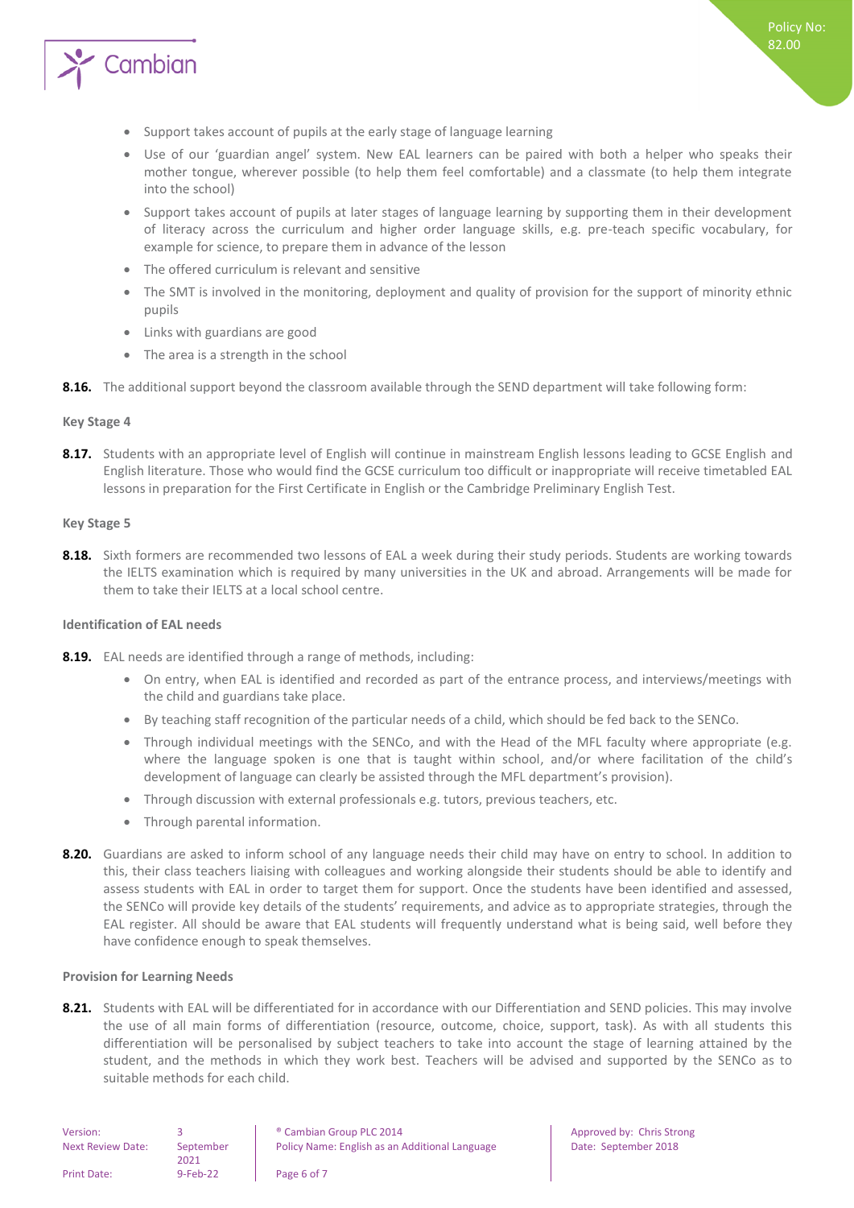- Support takes account of pupils at the early stage of language learning
- Use of our 'guardian angel' system. New EAL learners can be paired with both a helper who speaks their mother tongue, wherever possible (to help them feel comfortable) and a classmate (to help them integrate into the school)
- Support takes account of pupils at later stages of language learning by supporting them in their development of literacy across the curriculum and higher order language skills, e.g. pre-teach specific vocabulary, for example for science, to prepare them in advance of the lesson
- The offered curriculum is relevant and sensitive
- The SMT is involved in the monitoring, deployment and quality of provision for the support of minority ethnic pupils
- Links with guardians are good
- The area is a strength in the school

**8.16.** The additional support beyond the classroom available through the SEND department will take following form:

**Key Stage 4**

**8.17.** Students with an appropriate level of English will continue in mainstream English lessons leading to GCSE English and English literature. Those who would find the GCSE curriculum too difficult or inappropriate will receive timetabled EAL lessons in preparation for the First Certificate in English or the Cambridge Preliminary English Test.

**Key Stage 5**

**8.18.** Sixth formers are recommended two lessons of EAL a week during their study periods. Students are working towards the IELTS examination which is required by many universities in the UK and abroad. Arrangements will be made for them to take their IELTS at a local school centre.

**Identification of EAL needs**

**8.19.** EAL needs are identified through a range of methods, including:

- On entry, when EAL is identified and recorded as part of the entrance process, and interviews/meetings with the child and guardians take place.
- By teaching staff recognition of the particular needs of a child, which should be fed back to the SENCo.
- Through individual meetings with the SENCo, and with the Head of the MFL faculty where appropriate (e.g. where the language spoken is one that is taught within school, and/or where facilitation of the child's development of language can clearly be assisted through the MFL department's provision).
- Through discussion with external professionals e.g. tutors, previous teachers, etc.
- Through parental information.

**8.20.** Guardians are asked to inform school of any language needs their child may have on entry to school. In addition to this, their class teachers liaising with colleagues and working alongside their students should be able to identify and assess students with EAL in order to target them for support. Once the students have been identified and assessed, the SENCo will provide key details of the students' requirements, and advice as to appropriate strategies, through the EAL register. All should be aware that EAL students will frequently understand what is being said, well before they have confidence enough to speak themselves.

**Provision for Learning Needs**

**8.21.** Students with EAL will be differentiated for in accordance with our Differentiation and SEND policies. This may involve the use of all main forms of differentiation (resource, outcome, choice, support, task). As with all students this differentiation will be personalised by subject teachers to take into account the stage of learning attained by the student, and the methods in which they work best. Teachers will be advised and supported by the SENCo as to suitable methods for each child.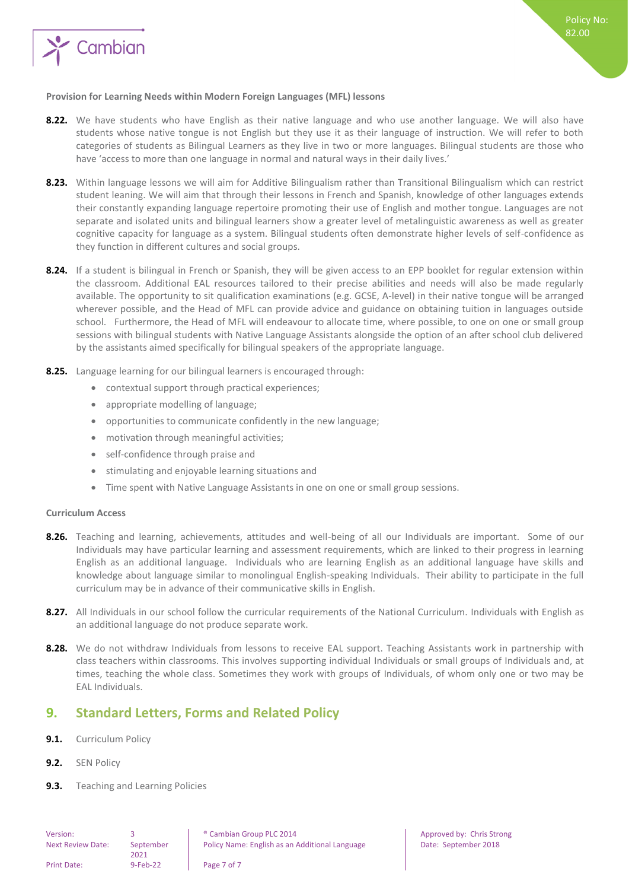**Provision for Learning Needs within Modern Foreign Languages (MFL) lessons**

**8.22.** We have students who have English as their native language and who use another language. We will also have students whose native tongue is not English but they use it as their language of instruction. We will refer to both categories of students as Bilingual Learners as they live in two or more languages. Bilingual students are those who have 'access to more than one language in normal and natural ways in their daily lives.'

**8.23.** Within language lessons we will aim for Additive Bilingualism rather than Transitional Bilingualism which can restrict student leaning. We will aim that through their lessons in French and Spanish, knowledge of other languages extends their constantly expanding language repertoire promoting their use of English and mother tongue. Languages are not separate and isolated units and bilingual learners show a greater level of metalinguistic awareness as well as greater cognitive capacity for language as a system. Bilingual students often demonstrate higher levels of self-confidence as they function in different cultures and social groups.

**8.24.** If a student is bilingual in French or Spanish, they will be given access to an EPP booklet for regular extension within the classroom. Additional EAL resources tailored to their precise abilities and needs will also be made regularly available. The opportunity to sit qualification examinations (e.g. GCSE, A-level) in their native tongue will be arranged wherever possible, and the Head of MFL can provide advice and guidance on obtaining tuition in languages outside school. Furthermore, the Head of MFL will endeavour to allocate time, where possible, to one on one or small group sessions with bilingual students with Native Language Assistants alongside the option of an after school club delivered by the assistants aimed specifically for bilingual speakers of the appropriate language.

**8.25.** Language learning for our bilingual learners is encouraged through:

- contextual support through practical experiences;
- appropriate modelling of language;
- opportunities to communicate confidently in the new language;
- motivation through meaningful activities;
- self-confidence through praise and
- stimulating and enjoyable learning situations and
- Time spent with Native Language Assistants in one on one or small group sessions.

**Curriculum Access**

**8.26.** Teaching and learning, achievements, attitudes and well-being of all our Individuals are important. Some of our Individuals may have particular learning and assessment requirements, which are linked to their progress in learning English as an additional language. Individuals who are learning English as an additional language have skills and knowledge about language similar to monolingual English-speaking Individuals. Their ability to participate in the full curriculum may be in advance of their communicative skills in English.

**8.27.** All Individuals in our school follow the curricular requirements of the National Curriculum. Individuals with English as an additional language do not produce separate work.

**8.28.** We do not withdraw Individuals from lessons to receive EAL support. Teaching Assistants work in partnership with class teachers within classrooms. This involves supporting individual Individuals or small groups of Individuals and, at times, teaching the whole class. Sometimes they work with groups of Individuals, of whom only one or two may be EAL Individuals.

## 9. Standard Letters, Forms and Related Policy

**9.1.** Curriculum Policy

**9.2.** SEN Policy

**9.3.** Teaching and Learning Policies